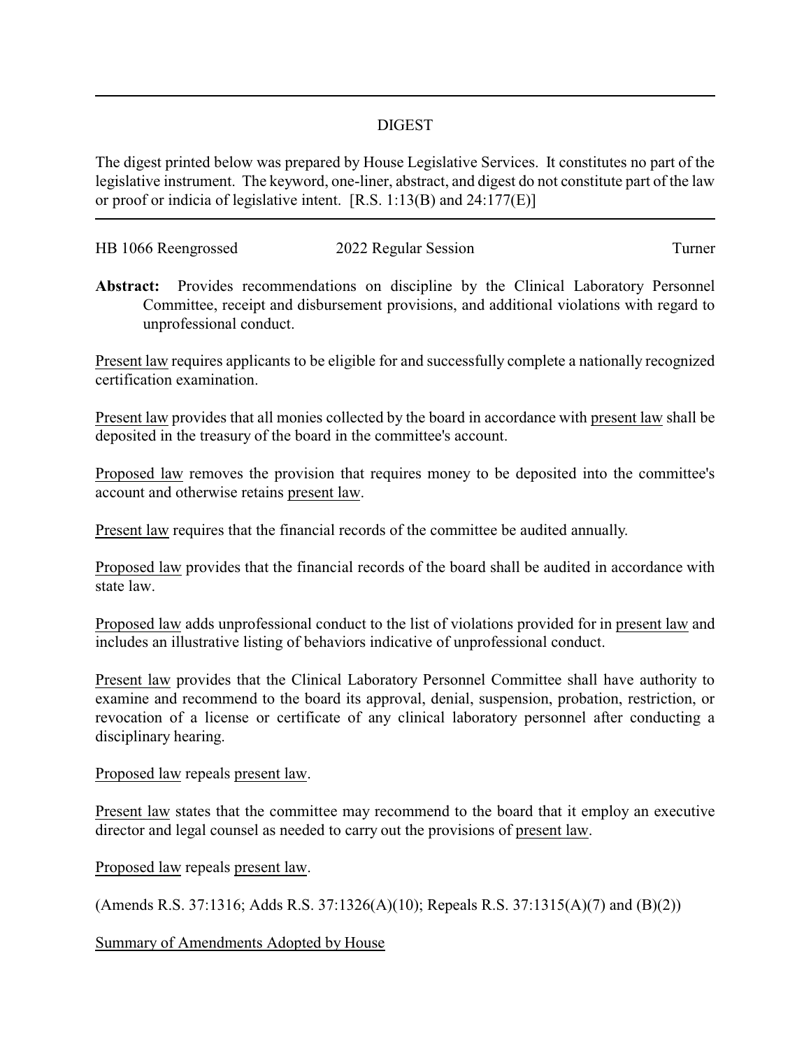## DIGEST

The digest printed below was prepared by House Legislative Services. It constitutes no part of the legislative instrument. The keyword, one-liner, abstract, and digest do not constitute part of the law or proof or indicia of legislative intent. [R.S. 1:13(B) and 24:177(E)]

HB 1066 Reengrossed 2022 Regular Session Turner

**Abstract:** Provides recommendations on discipline by the Clinical Laboratory Personnel Committee, receipt and disbursement provisions, and additional violations with regard to unprofessional conduct.

Present law requires applicants to be eligible for and successfully complete a nationally recognized certification examination.

Present law provides that all monies collected by the board in accordance with present law shall be deposited in the treasury of the board in the committee's account.

Proposed law removes the provision that requires money to be deposited into the committee's account and otherwise retains present law.

Present law requires that the financial records of the committee be audited annually.

Proposed law provides that the financial records of the board shall be audited in accordance with state law.

Proposed law adds unprofessional conduct to the list of violations provided for in present law and includes an illustrative listing of behaviors indicative of unprofessional conduct.

Present law provides that the Clinical Laboratory Personnel Committee shall have authority to examine and recommend to the board its approval, denial, suspension, probation, restriction, or revocation of a license or certificate of any clinical laboratory personnel after conducting a disciplinary hearing.

Proposed law repeals present law.

Present law states that the committee may recommend to the board that it employ an executive director and legal counsel as needed to carry out the provisions of present law.

Proposed law repeals present law.

(Amends R.S. 37:1316; Adds R.S. 37:1326(A)(10); Repeals R.S. 37:1315(A)(7) and (B)(2))

Summary of Amendments Adopted by House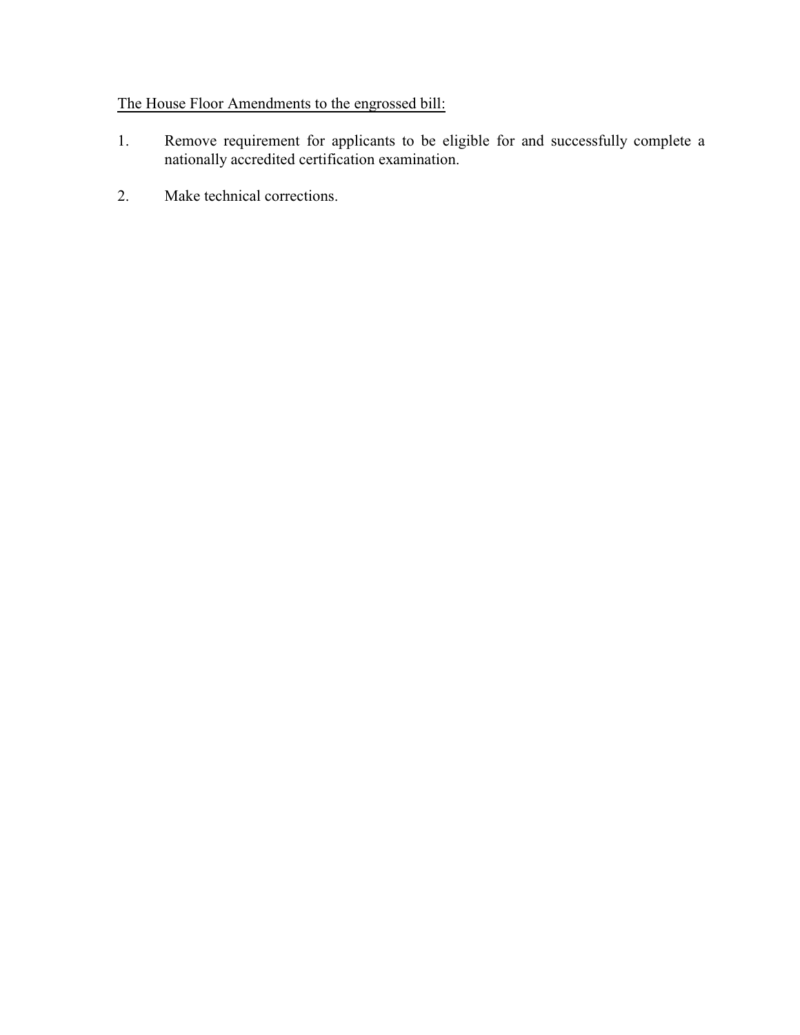The House Floor Amendments to the engrossed bill:

1. Remove requirement for applicants to be eligible for and successfully complete a nationally accredited certification examination.

2. Make technical corrections.